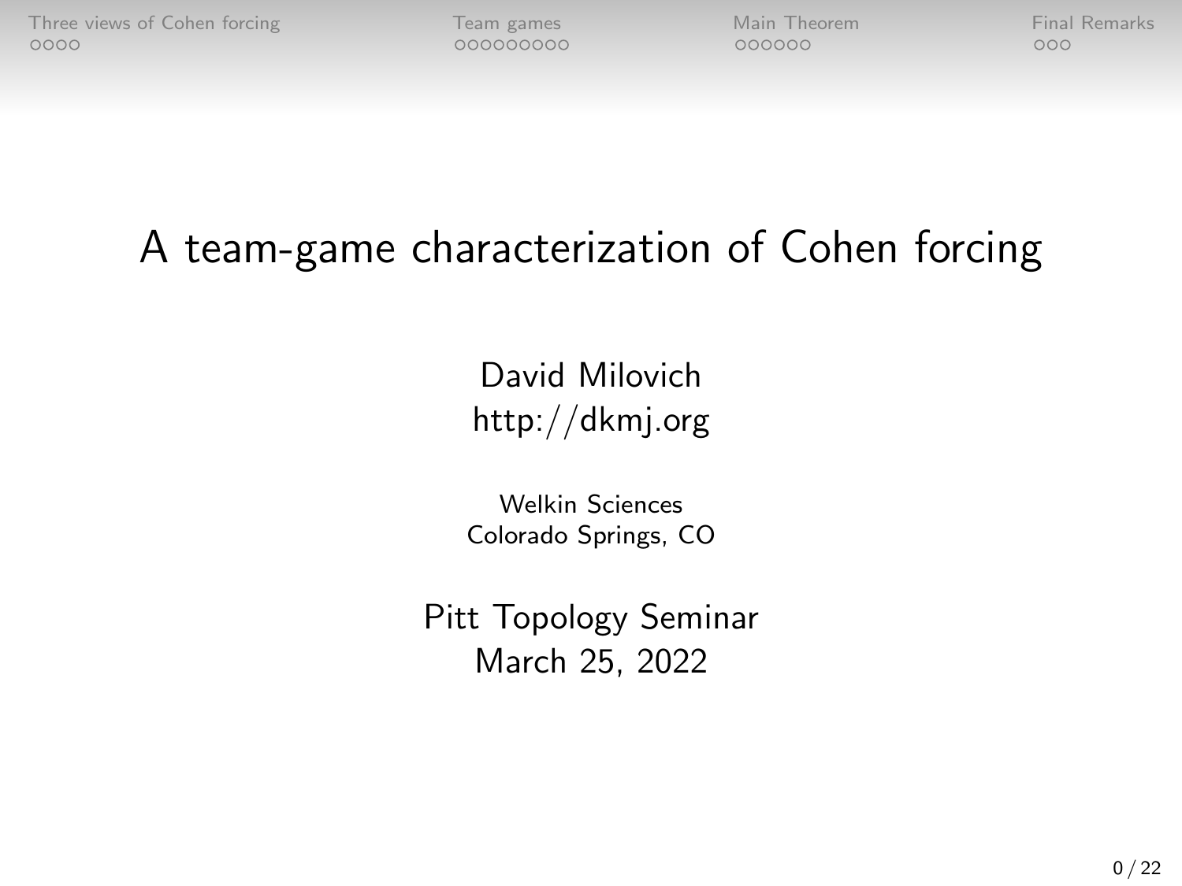# A team-game characterization of Cohen forcing

David Milovich
http://dkmj.org

Welkin Sciences
Colorado Springs, CO

Pitt Topology Seminar
March 25, 2022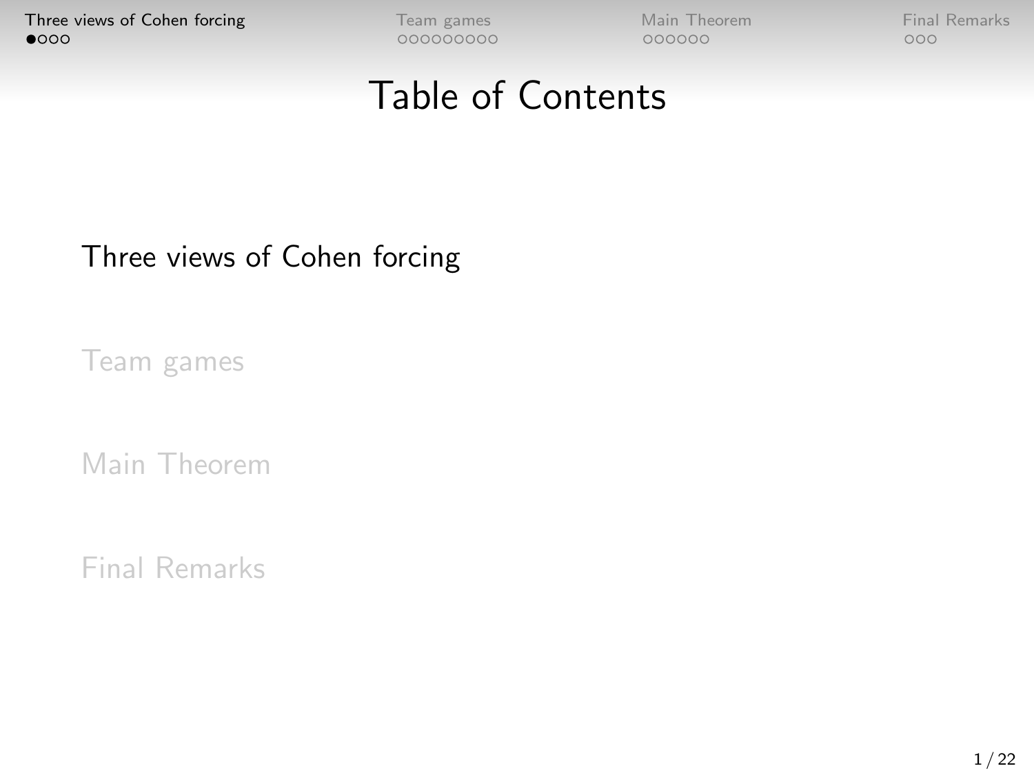# Table of Contents

Three views of Cohen forcing

Team games

Main Theorem

Final Remarks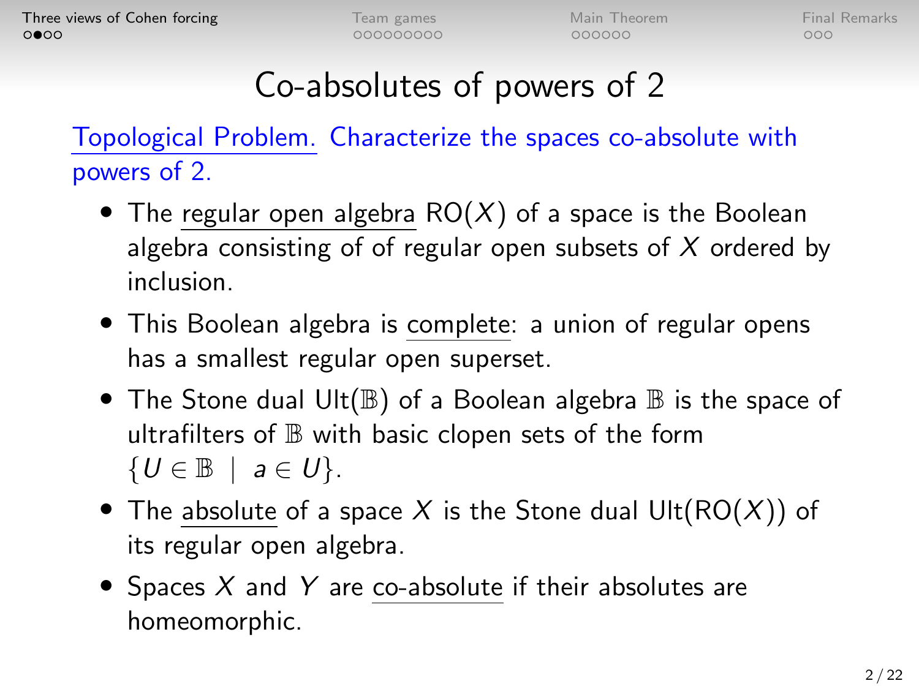# Co-absolutes of powers of 2

Topological Problem. Characterize the spaces co-absolute with powers of 2.

- The regular open algebra $\mathrm{RO}(X)$ of a space is the Boolean algebra consisting of of regular open subsets of $X$ ordered by inclusion.
- This Boolean algebra is complete: a union of regular opens has a smallest regular open superset.
- The Stone dual $\mathrm{Ult}(\mathbb{B})$ of a Boolean algebra $\mathbb{B}$ is the space of ultrafilters of $\mathbb{B}$ with basic clopen sets of the form $\{U \in \mathbb{B} \mid a \in U\}$.
- The absolute of a space $X$ is the Stone dual $\mathrm{Ult}(\mathrm{RO}(X))$ of its regular open algebra.
- Spaces $X$ and $Y$ are co-absolute if their absolutes are homeomorphic.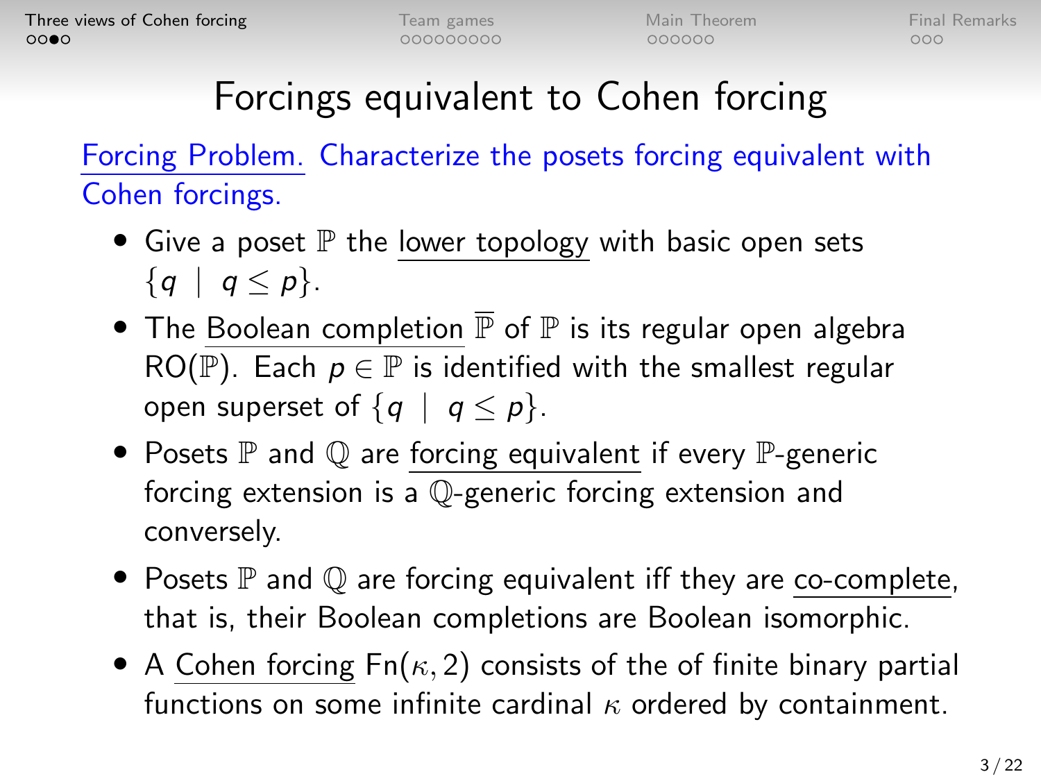# Forcings equivalent to Cohen forcing

Forcing Problem. Characterize the posets forcing equivalent with Cohen forcings.

- Give a poset $\mathbb{P}$ the lower topology with basic open sets $\{q \mid q \leq p\}$.
- The Boolean completion $\overline{\mathbb{P}}$ of $\mathbb{P}$ is its regular open algebra $\mathrm{RO}(\mathbb{P})$. Each $p \in \mathbb{P}$ is identified with the smallest regular open superset of $\{q \mid q \leq p\}$.
- Posets $\mathbb{P}$ and $\mathbb{Q}$ are forcing equivalent if every $\mathbb{P}$-generic forcing extension is a $\mathbb{Q}$-generic forcing extension and conversely.
- Posets $\mathbb{P}$ and $\mathbb{Q}$ are forcing equivalent iff they are co-complete, that is, their Boolean completions are Boolean isomorphic.
- A Cohen forcing $\mathrm{Fn}(\kappa, 2)$ consists of the of finite binary partial functions on some infinite cardinal $\kappa$ ordered by containment.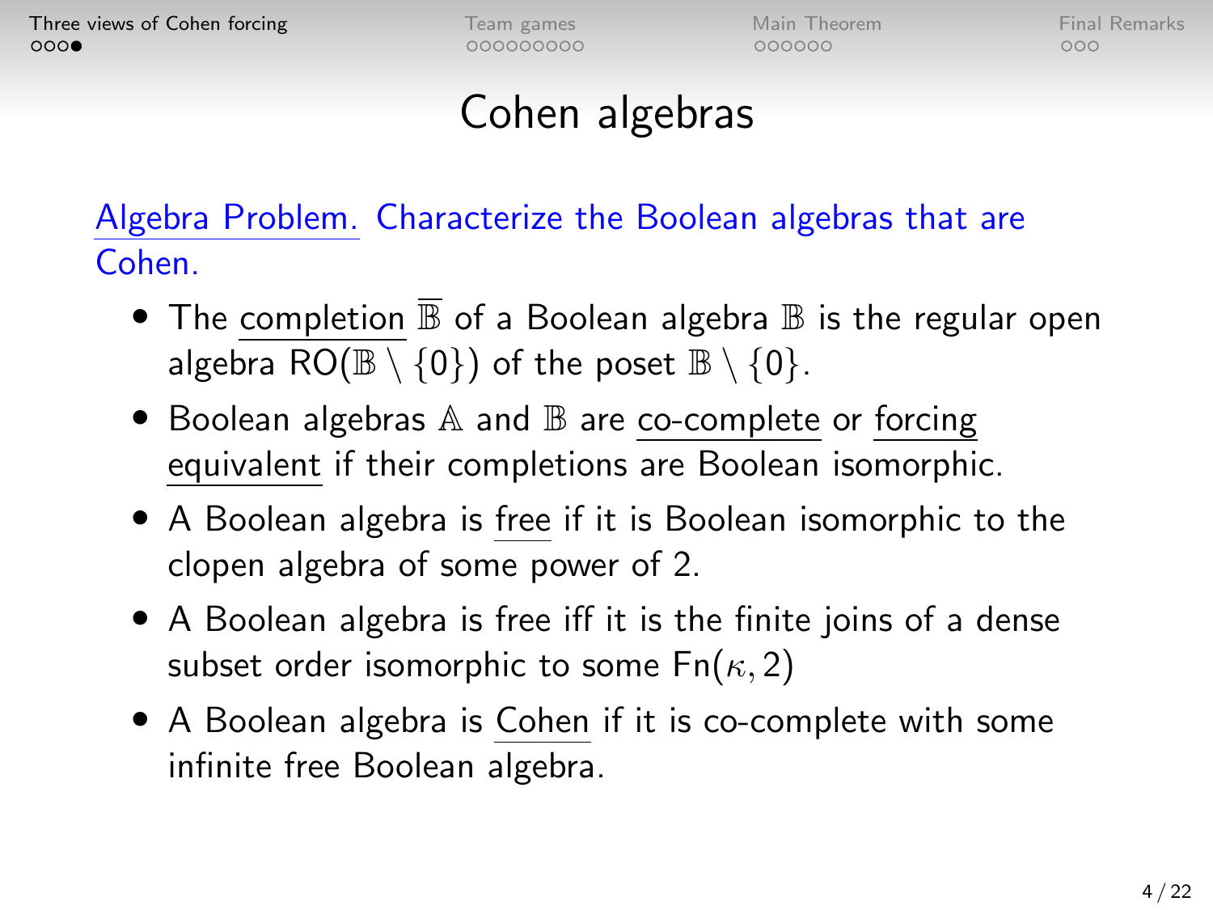# Cohen algebras

Algebra Problem. Characterize the Boolean algebras that are Cohen.

- The completion $\overline{\mathbb{B}}$ of a Boolean algebra $\mathbb{B}$ is the regular open algebra $\mathrm{RO}(\mathbb{B} \setminus \{0\})$ of the poset $\mathbb{B} \setminus \{0\}$.
- Boolean algebras $\mathbb{A}$ and $\mathbb{B}$ are co-complete or forcing equivalent if their completions are Boolean isomorphic.
- A Boolean algebra is free if it is Boolean isomorphic to the clopen algebra of some power of 2.
- A Boolean algebra is free iff it is the finite joins of a dense subset order isomorphic to some $\mathrm{Fn}(\kappa, 2)$
- A Boolean algebra is Cohen if it is co-complete with some infinite free Boolean algebra.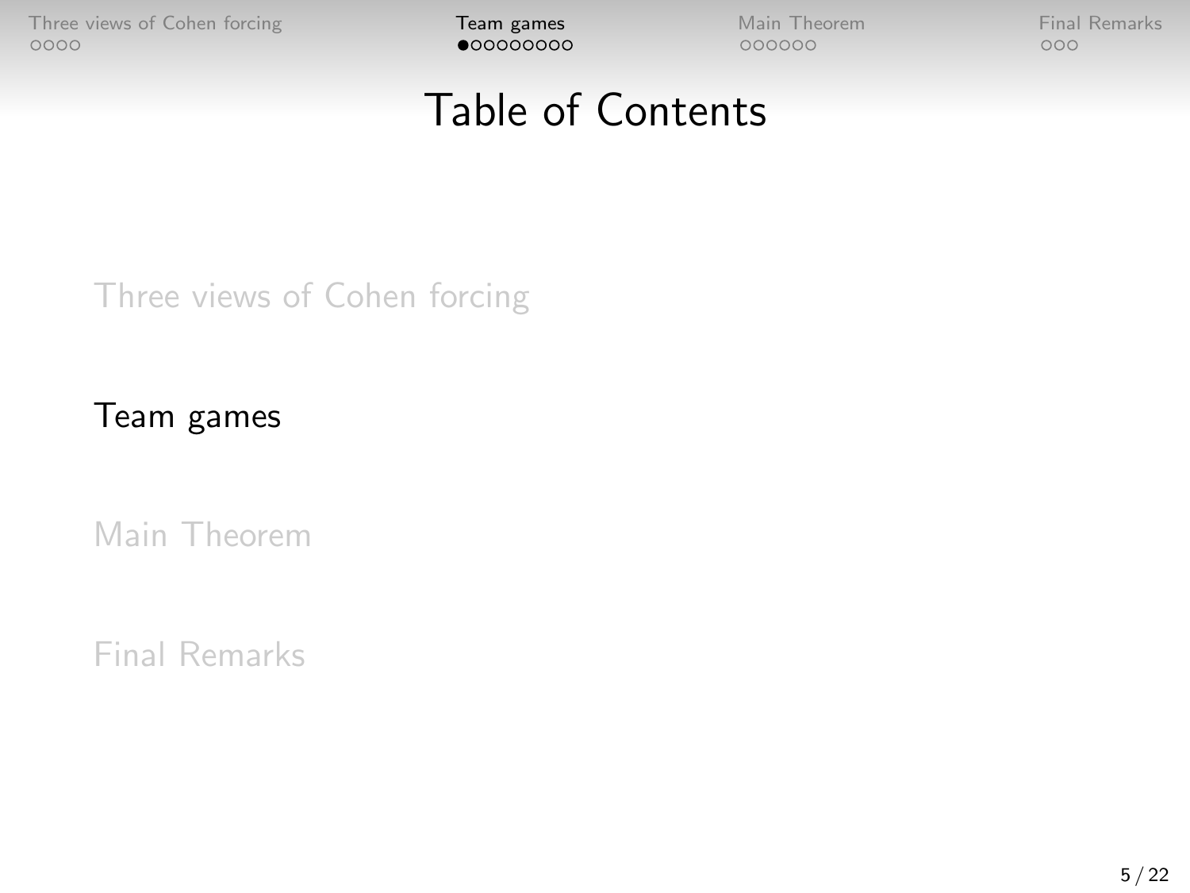# Table of Contents

Three views of Cohen forcing

Team games

Main Theorem

Final Remarks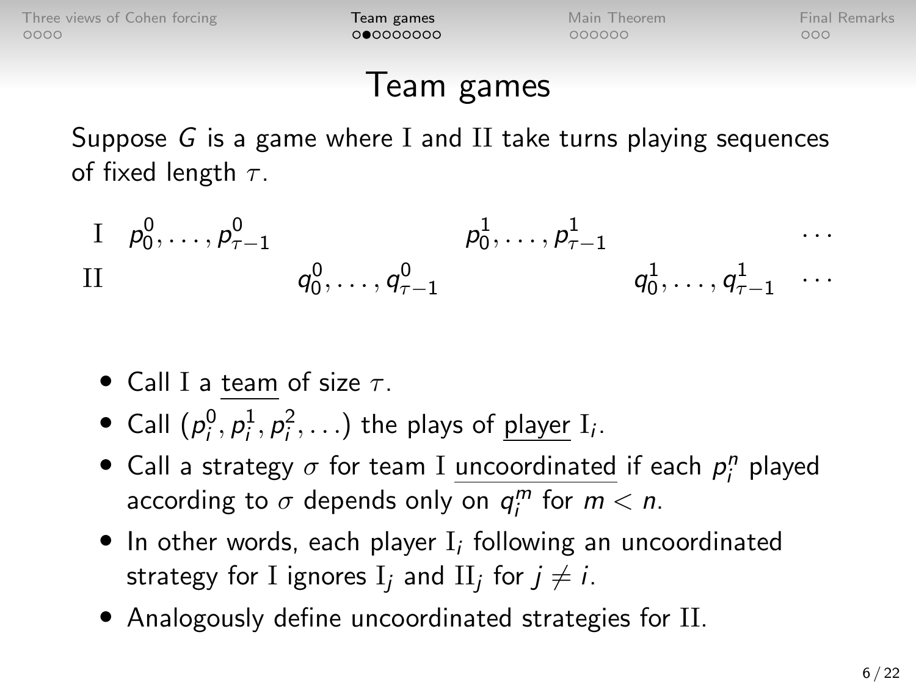# Team games

Suppose $G$ is a game where $\mathrm{I}$ and $\mathrm{II}$ take turns playing sequences of fixed length $\tau$.

$$
\begin{array}{lllllll}
\mathrm{I} & p_0^0, \ldots, p_{\tau-1}^0 & & p_0^1, \ldots, p_{\tau-1}^1 & & \cdots \\
\mathrm{II} & & q_0^0, \ldots, q_{\tau-1}^0 & & q_0^1, \ldots, q_{\tau-1}^1 & \cdots
\end{array}
$$

- Call $\mathrm{I}$ a <u>team</u> of size $\tau$.
- Call $(p_i^0, p_i^1, p_i^2, \ldots)$ the plays of <u>player</u> $\mathrm{I}_i$.
- Call a strategy $\sigma$ for team $\mathrm{I}$ <u>uncoordinated</u> if each $p_i^n$ played according to $\sigma$ depends only on $q_i^m$ for $m < n$.
- In other words, each player $\mathrm{I}_i$ following an uncoordinated strategy for $\mathrm{I}$ ignores $\mathrm{I}_j$ and $\mathrm{II}_j$ for $j \neq i$.
- Analogously define uncoordinated strategies for $\mathrm{II}$.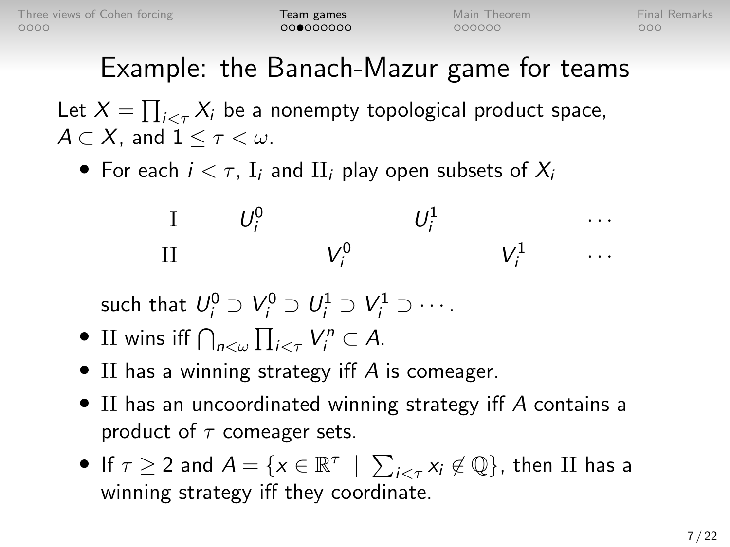# Example: the Banach-Mazur game for teams

Let $X = \prod_{i<\tau} X_i$ be a nonempty topological product space, $A \subset X$, and $1 \leq \tau < \omega$.

- For each $i < \tau$, $\mathrm{I}_i$ and $\mathrm{II}_i$ play open subsets of $X_i$

| | | | | | |
|---|---|---|---|---|---|
| I | $U_i^0$ | | $U_i^1$ | | $\cdots$ |
| II | | $V_i^0$ | | $V_i^1$ | $\cdots$ |

  such that $U_i^0 \supset V_i^0 \supset U_i^1 \supset V_i^1 \supset \cdots$.

- II wins iff $\bigcap_{n<\omega} \prod_{i<\tau} V_i^n \subset A$.
- II has a winning strategy iff $A$ is comeager.
- II has an uncoordinated winning strategy iff $A$ contains a product of $\tau$ comeager sets.
- If $\tau \geq 2$ and $A = \{x \in \mathbb{R}^\tau \mid \sum_{i<\tau} x_i \notin \mathbb{Q}\}$, then II has a winning strategy iff they coordinate.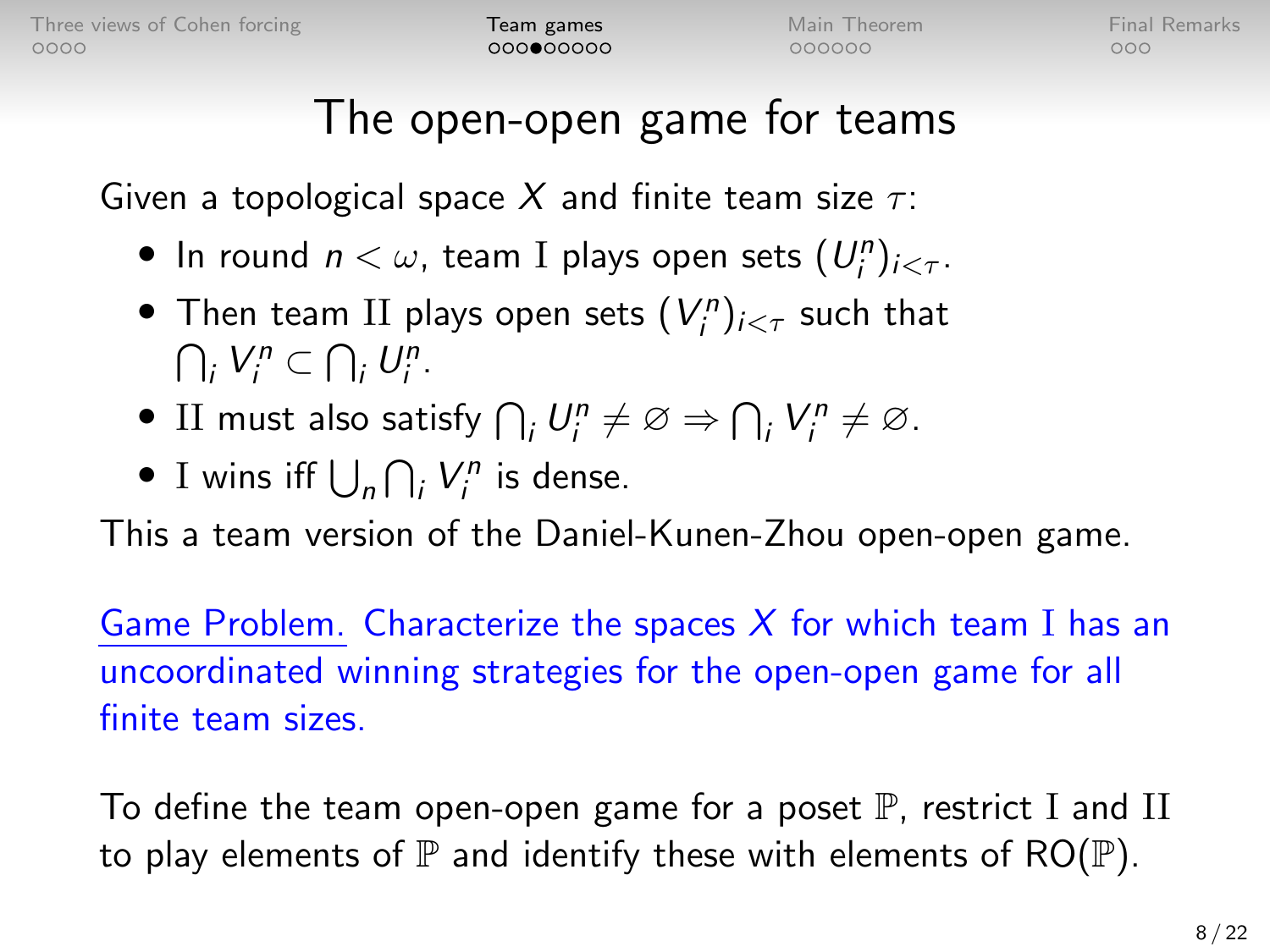# The open-open game for teams

Given a topological space $X$ and finite team size $\tau$:

- In round $n < \omega$, team $\mathrm{I}$ plays open sets $(U_i^n)_{i<\tau}$.
- Then team $\mathrm{II}$ plays open sets $(V_i^n)_{i<\tau}$ such that $\bigcap_i V_i^n \subset \bigcap_i U_i^n$.
- $\mathrm{II}$ must also satisfy $\bigcap_i U_i^n \neq \varnothing \Rightarrow \bigcap_i V_i^n \neq \varnothing$.
- $\mathrm{I}$ wins iff $\bigcup_n \bigcap_i V_i^n$ is dense.

This a team version of the Daniel-Kunen-Zhou open-open game.

Game Problem. Characterize the spaces $X$ for which team $\mathrm{I}$ has an uncoordinated winning strategies for the open-open game for all finite team sizes.

To define the team open-open game for a poset $\mathbb{P}$, restrict $\mathrm{I}$ and $\mathrm{II}$ to play elements of $\mathbb{P}$ and identify these with elements of $\mathrm{RO}(\mathbb{P})$.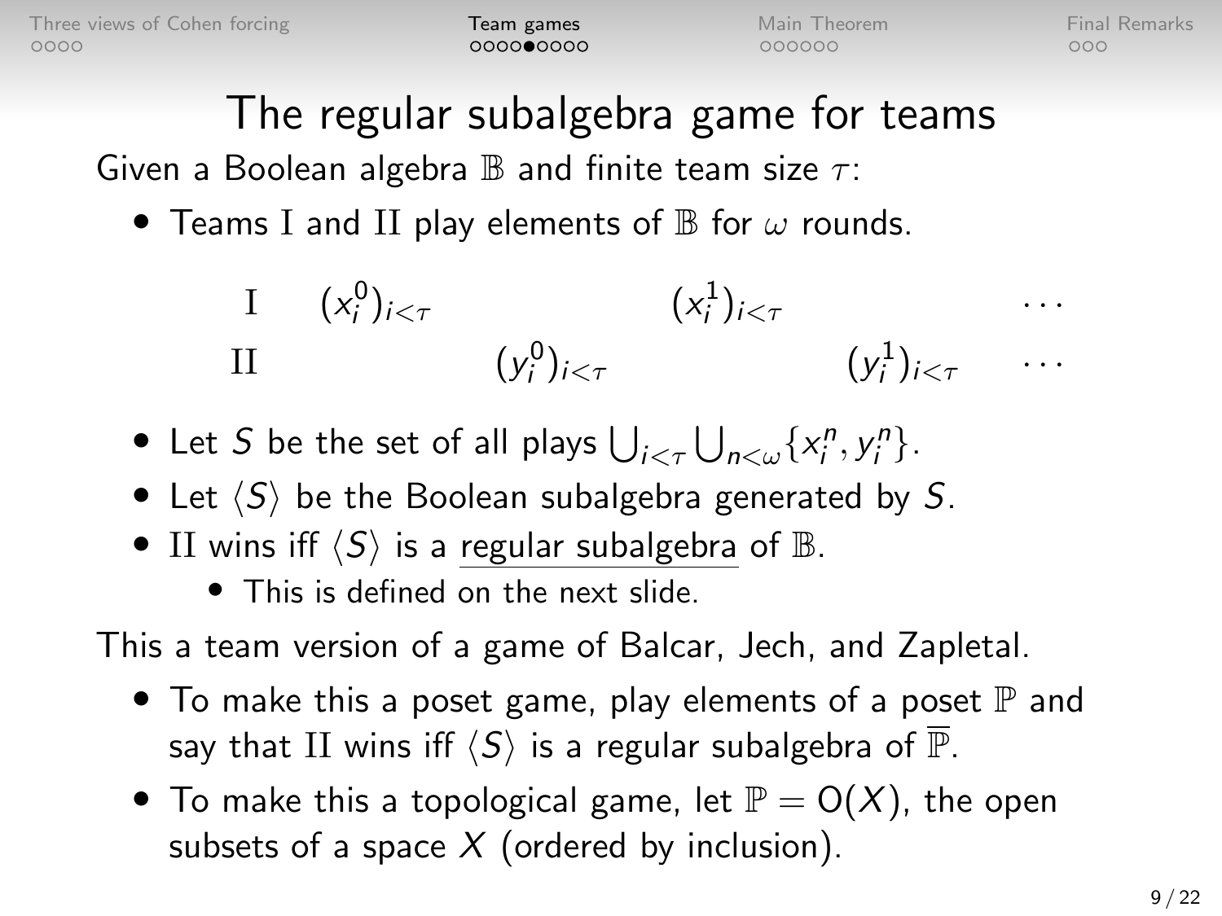# The regular subalgebra game for teams

Given a Boolean algebra $\mathbb{B}$ and finite team size $\tau$:

- Teams I and II play elements of $\mathbb{B}$ for $\omega$ rounds.

$$
\begin{array}{lccccc}
\mathrm{I} & (x_i^0)_{i<\tau} & & (x_i^1)_{i<\tau} & & \cdots \\
\mathrm{II} & & (y_i^0)_{i<\tau} & & (y_i^1)_{i<\tau} & \cdots
\end{array}
$$

- Let $S$ be the set of all plays $\bigcup_{i<\tau} \bigcup_{n<\omega} \{x_i^n, y_i^n\}$.
- Let $\langle S \rangle$ be the Boolean subalgebra generated by $S$.
- II wins iff $\langle S \rangle$ is a regular subalgebra of $\mathbb{B}$.
  - This is defined on the next slide.

This a team version of a game of Balcar, Jech, and Zapletal.

- To make this a poset game, play elements of a poset $\mathbb{P}$ and say that II wins iff $\langle S \rangle$ is a regular subalgebra of $\overline{\mathbb{P}}$.
- To make this a topological game, let $\mathbb{P} = \mathrm{O}(X)$, the open subsets of a space $X$ (ordered by inclusion).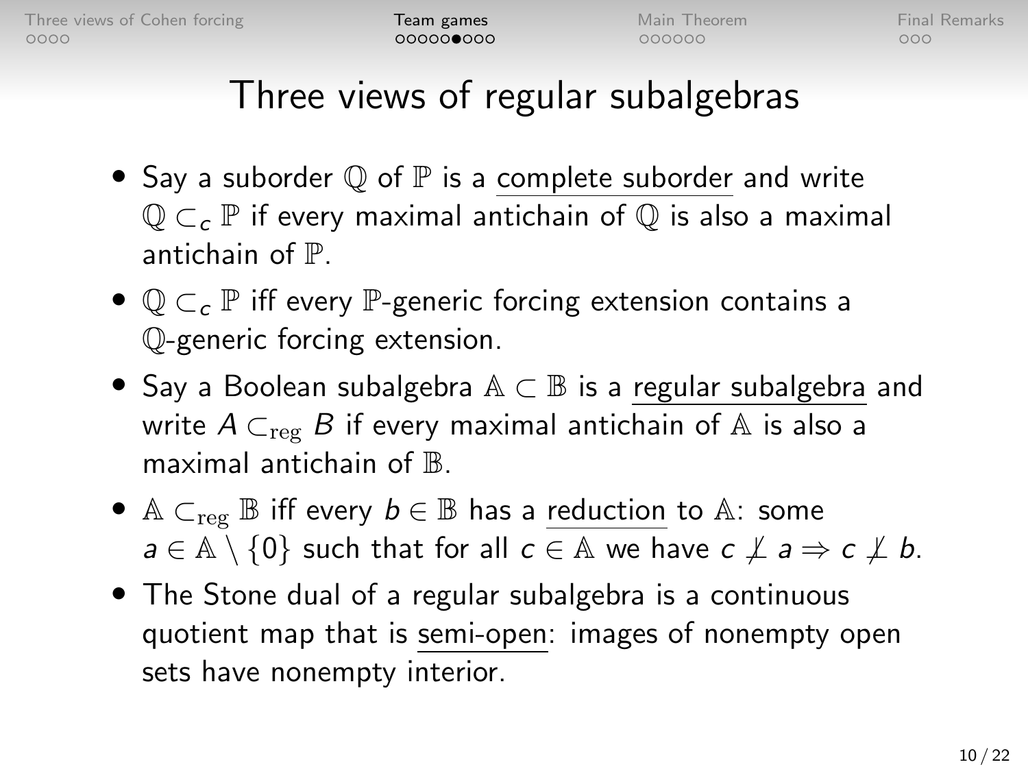# Three views of regular subalgebras

- Say a suborder $\mathbb{Q}$ of $\mathbb{P}$ is a <u>complete suborder</u> and write $\mathbb{Q} \subset_c \mathbb{P}$ if every maximal antichain of $\mathbb{Q}$ is also a maximal antichain of $\mathbb{P}$.
- $\mathbb{Q} \subset_c \mathbb{P}$ iff every $\mathbb{P}$-generic forcing extension contains a $\mathbb{Q}$-generic forcing extension.
- Say a Boolean subalgebra $\mathbb{A} \subset \mathbb{B}$ is a <u>regular subalgebra</u> and write $A \subset_{\text{reg}} B$ if every maximal antichain of $\mathbb{A}$ is also a maximal antichain of $\mathbb{B}$.
- $\mathbb{A} \subset_{\text{reg}} \mathbb{B}$ iff every $b \in \mathbb{B}$ has a <u>reduction</u> to $\mathbb{A}$: some $a \in \mathbb{A} \setminus \{0\}$ such that for all $c \in \mathbb{A}$ we have $c \not\perp a \Rightarrow c \not\perp b$.
- The Stone dual of a regular subalgebra is a continuous quotient map that is <u>semi-open</u>: images of nonempty open sets have nonempty interior.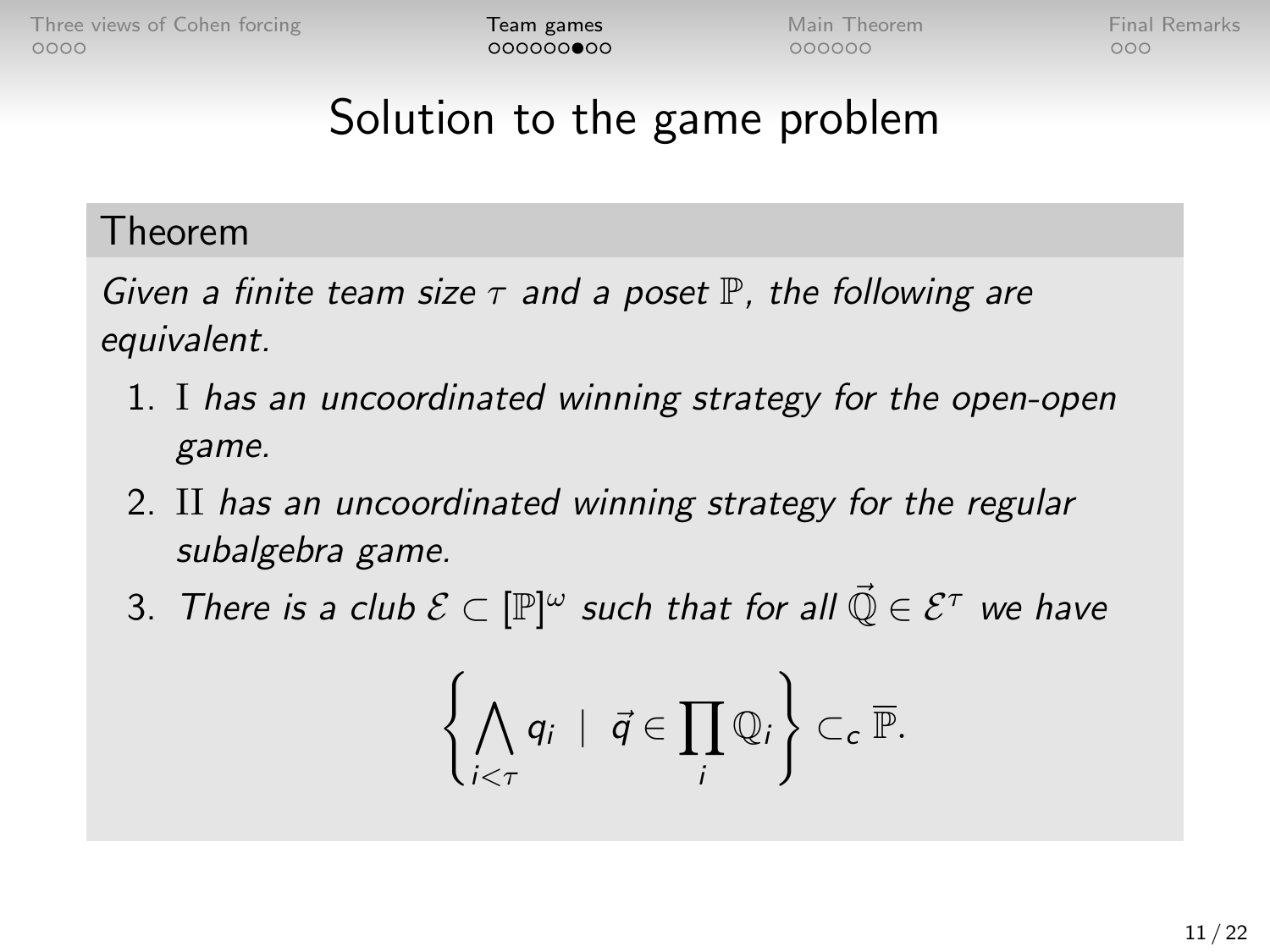# Solution to the game problem

**Theorem**

*Given a finite team size $\tau$ and a poset $\mathbb{P}$, the following are equivalent.*

1. I *has an uncoordinated winning strategy for the open-open game.*
2. II *has an uncoordinated winning strategy for the regular subalgebra game.*
3. *There is a club $\mathcal{E} \subset [\mathbb{P}]^\omega$ such that for all $\vec{\mathbb{Q}} \in \mathcal{E}^\tau$ we have*

$$\left\{ \bigwedge_{i<\tau} q_i \;\middle|\; \vec{q} \in \prod_i \mathbb{Q}_i \right\} \subset_c \overline{\mathbb{P}}.$$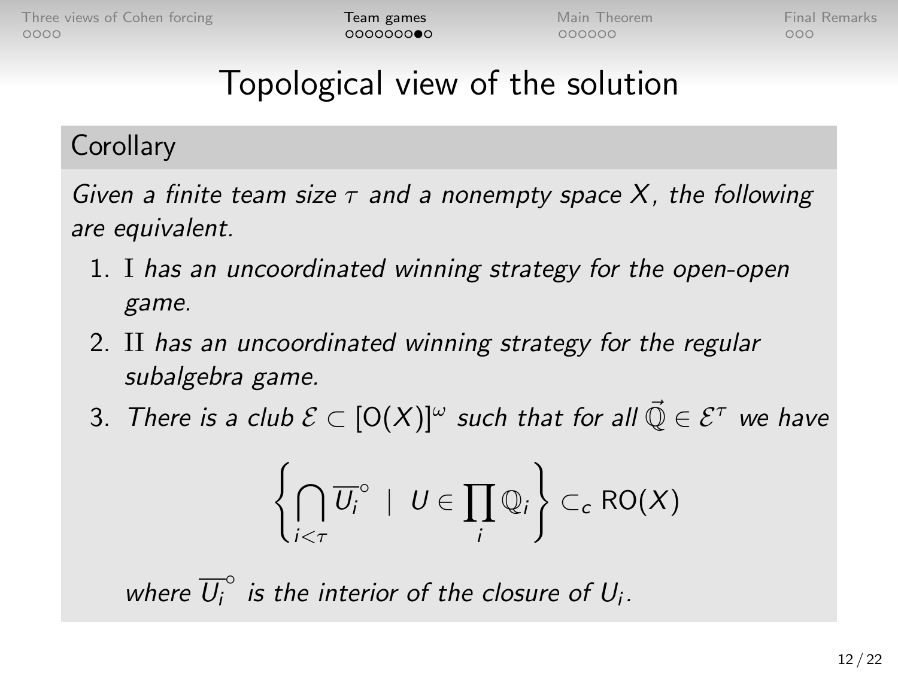# Topological view of the solution

**Corollary**

*Given a finite team size $\tau$ and a nonempty space $X$, the following are equivalent.*

1. $\mathrm{I}$ *has an uncoordinated winning strategy for the open-open game.*
2. $\mathrm{II}$ *has an uncoordinated winning strategy for the regular subalgebra game.*
3. *There is a club $\mathcal{E} \subset [\mathrm{O}(X)]^\omega$ such that for all $\vec{\mathbb{Q}} \in \mathcal{E}^\tau$ we have*

$$\left\{ \bigcap_{i<\tau} \overline{U_i}^\circ \;\middle|\; U \in \prod_i \mathbb{Q}_i \right\} \subset_c \mathrm{RO}(X)$$

   *where $\overline{U_i}^\circ$ is the interior of the closure of $U_i$.*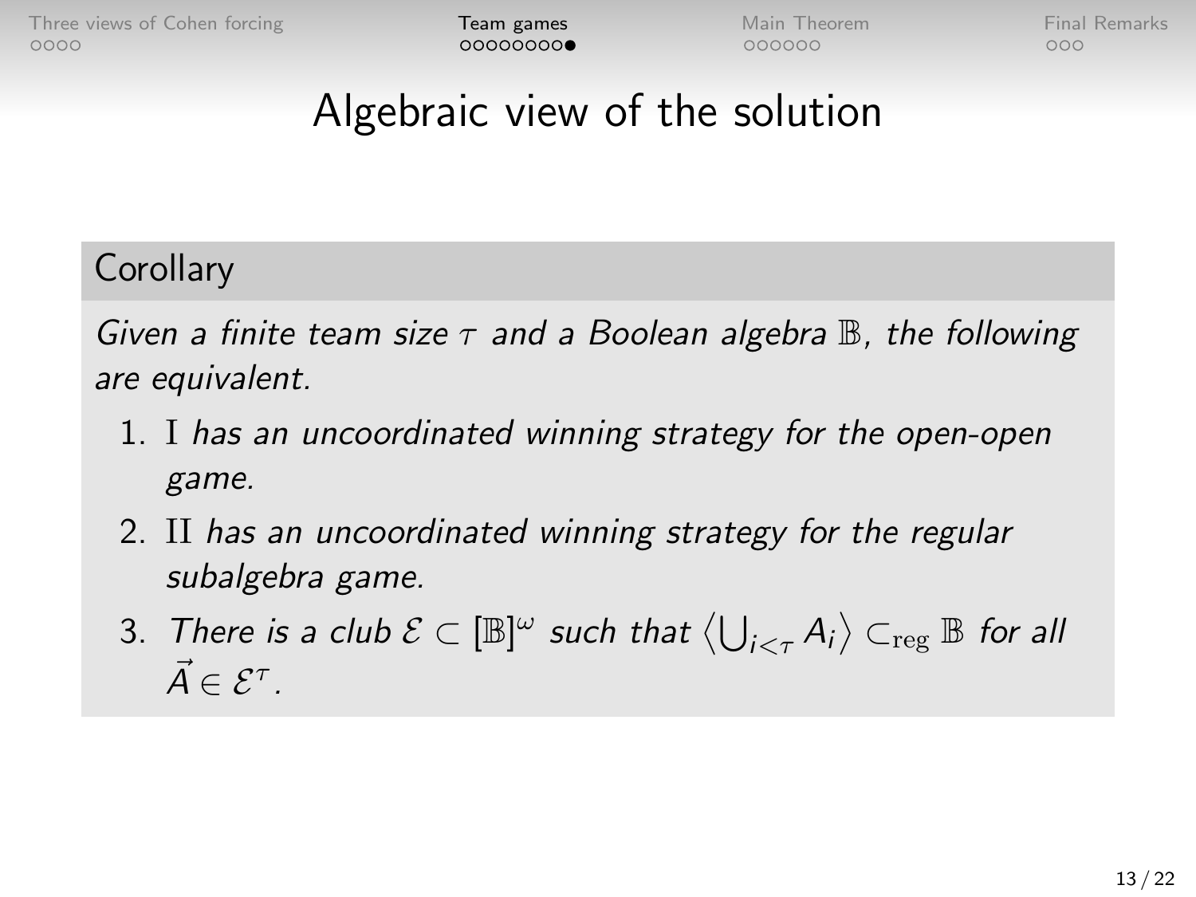# Algebraic view of the solution

**Corollary**

*Given a finite team size $\tau$ and a Boolean algebra $\mathbb{B}$, the following are equivalent.*

1. $\mathrm{I}$ *has an uncoordinated winning strategy for the open-open game.*
2. $\mathrm{II}$ *has an uncoordinated winning strategy for the regular subalgebra game.*
3. *There is a club $\mathcal{E} \subset [\mathbb{B}]^{\omega}$ such that $\left\langle \bigcup_{i<\tau} A_i \right\rangle \subset_{\mathrm{reg}} \mathbb{B}$ for all $\vec{A} \in \mathcal{E}^{\tau}$.*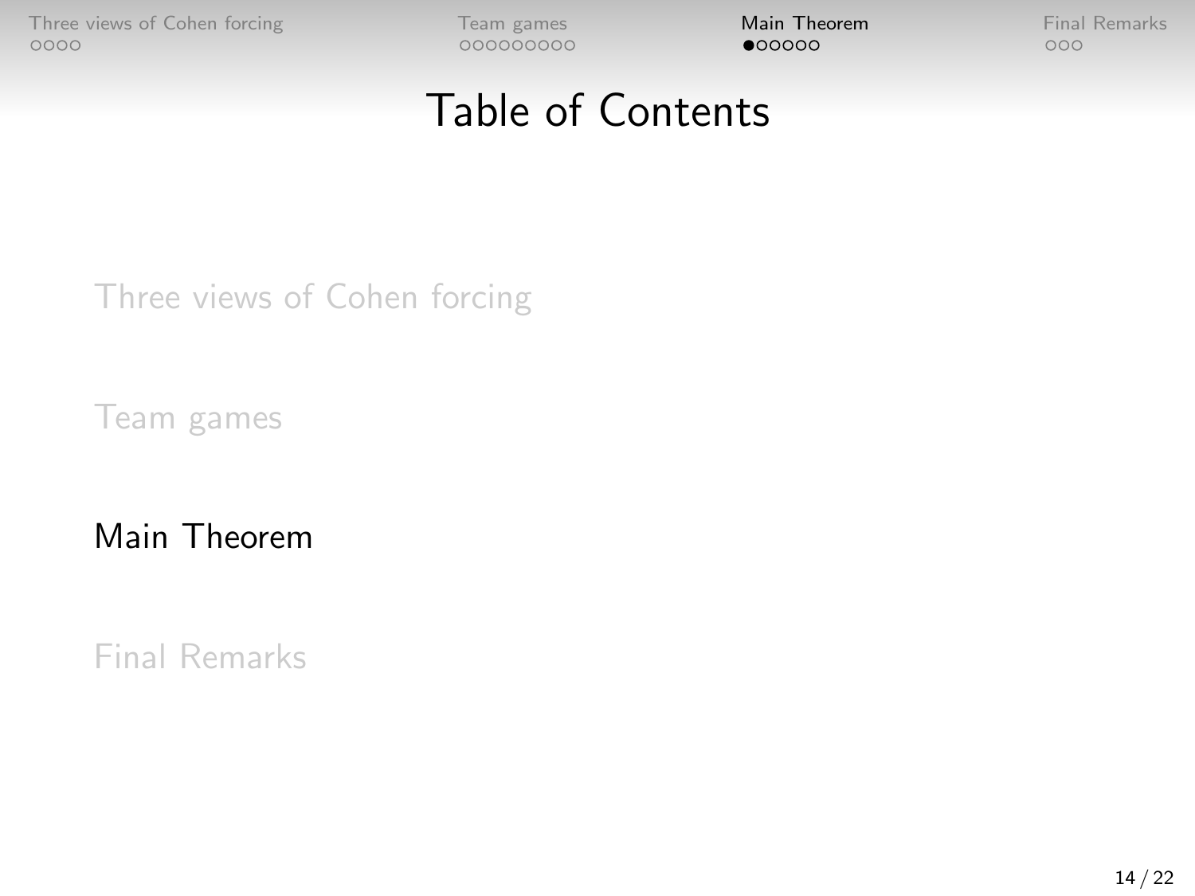# Table of Contents

Three views of Cohen forcing

Team games

Main Theorem

Final Remarks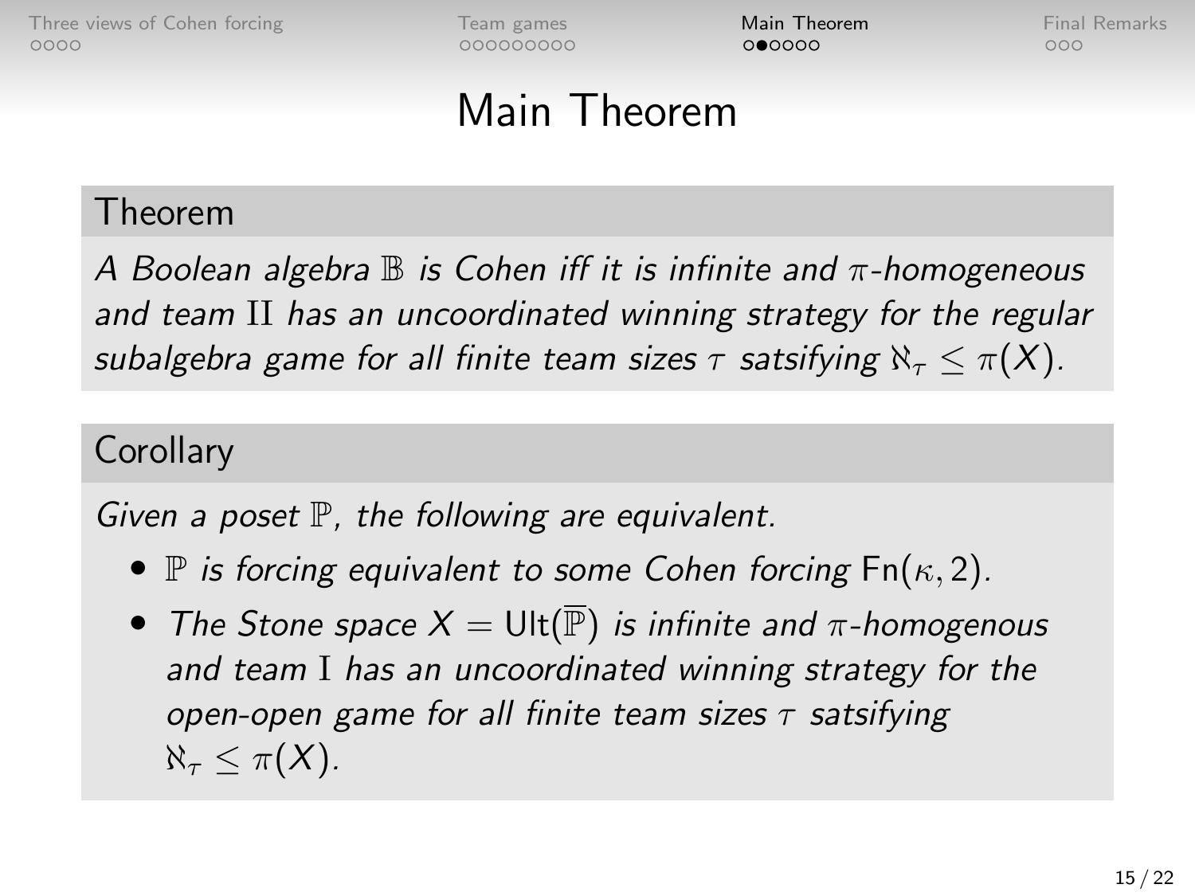# Main Theorem

### Theorem

*A Boolean algebra $\mathbb{B}$ is Cohen iff it is infinite and $\pi$-homogeneous and team $\mathrm{II}$ has an uncoordinated winning strategy for the regular subalgebra game for all finite team sizes $\tau$ satsifying $\aleph_\tau \leq \pi(X)$.*

### Corollary

*Given a poset $\mathbb{P}$, the following are equivalent.*

- *$\mathbb{P}$ is forcing equivalent to some Cohen forcing $\mathsf{Fn}(\kappa, 2)$.*
- *The Stone space $X = \mathsf{Ult}(\overline{\mathbb{P}})$ is infinite and $\pi$-homogenous and team $\mathrm{I}$ has an uncoordinated winning strategy for the open-open game for all finite team sizes $\tau$ satsifying $\aleph_\tau \leq \pi(X)$.*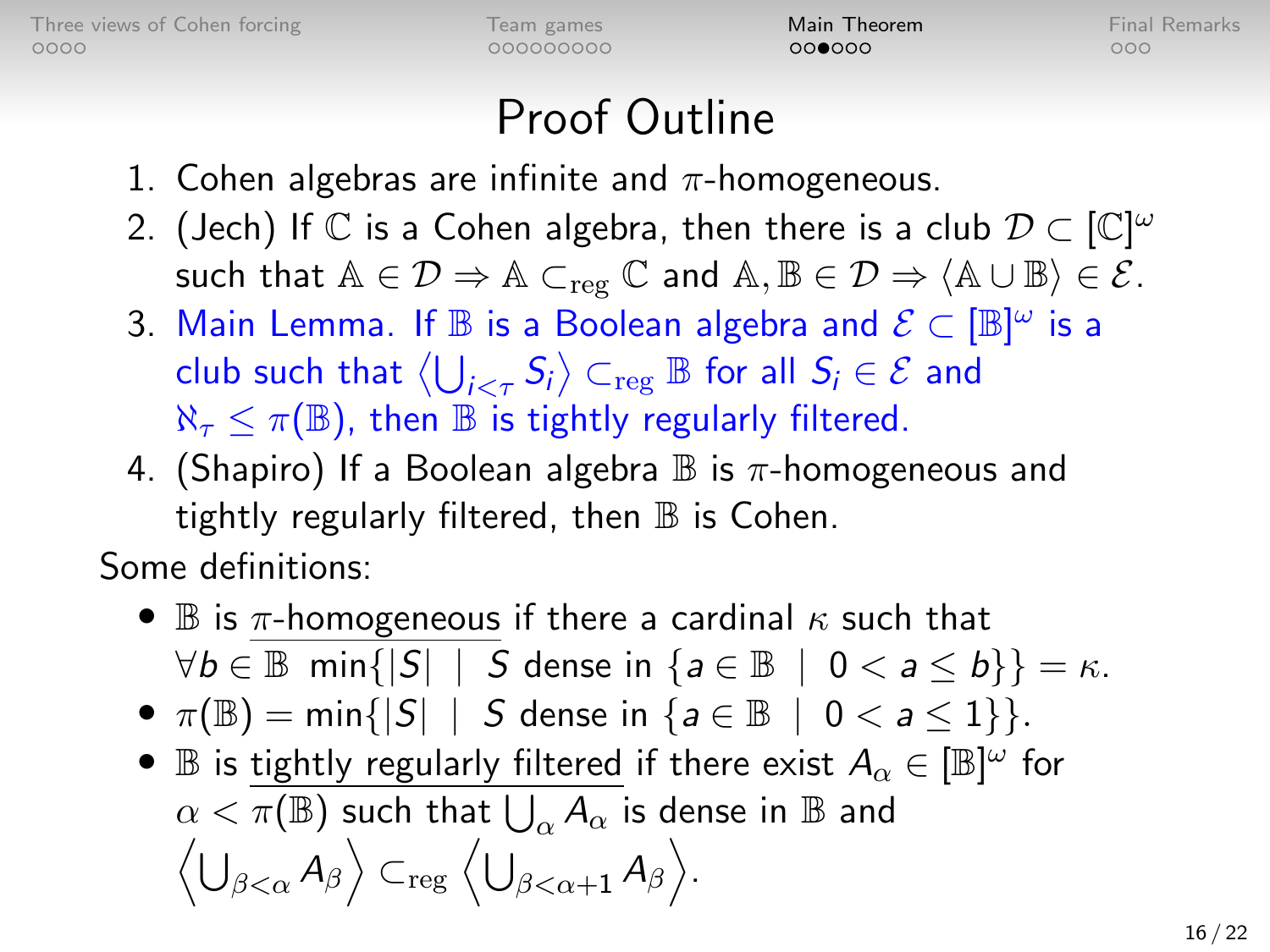# Proof Outline

1. Cohen algebras are infinite and $\pi$-homogeneous.
2. (Jech) If $\mathbb{C}$ is a Cohen algebra, then there is a club $\mathcal{D} \subset [\mathbb{C}]^\omega$ such that $\mathbb{A} \in \mathcal{D} \Rightarrow \mathbb{A} \subset_{\mathrm{reg}} \mathbb{C}$ and $\mathbb{A}, \mathbb{B} \in \mathcal{D} \Rightarrow \langle \mathbb{A} \cup \mathbb{B} \rangle \in \mathcal{E}$.
3. Main Lemma. If $\mathbb{B}$ is a Boolean algebra and $\mathcal{E} \subset [\mathbb{B}]^\omega$ is a club such that $\left\langle \bigcup_{i<\tau} S_i \right\rangle \subset_{\mathrm{reg}} \mathbb{B}$ for all $S_i \in \mathcal{E}$ and $\aleph_\tau \leq \pi(\mathbb{B})$, then $\mathbb{B}$ is tightly regularly filtered.
4. (Shapiro) If a Boolean algebra $\mathbb{B}$ is $\pi$-homogeneous and tightly regularly filtered, then $\mathbb{B}$ is Cohen.

Some definitions:

- $\mathbb{B}$ is <u>$\pi$-homogeneous</u> if there a cardinal $\kappa$ such that $\forall b \in \mathbb{B}\ \min\{|S| \mid S \text{ dense in } \{a \in \mathbb{B} \mid 0 < a \leq b\}\} = \kappa$.
- $\pi(\mathbb{B}) = \min\{|S| \mid S \text{ dense in } \{a \in \mathbb{B} \mid 0 < a \leq 1\}\}$.
- $\mathbb{B}$ is <u>tightly regularly filtered</u> if there exist $A_\alpha \in [\mathbb{B}]^\omega$ for $\alpha < \pi(\mathbb{B})$ such that $\bigcup_\alpha A_\alpha$ is dense in $\mathbb{B}$ and $\left\langle \bigcup_{\beta<\alpha} A_\beta \right\rangle \subset_{\mathrm{reg}} \left\langle \bigcup_{\beta<\alpha+1} A_\beta \right\rangle$.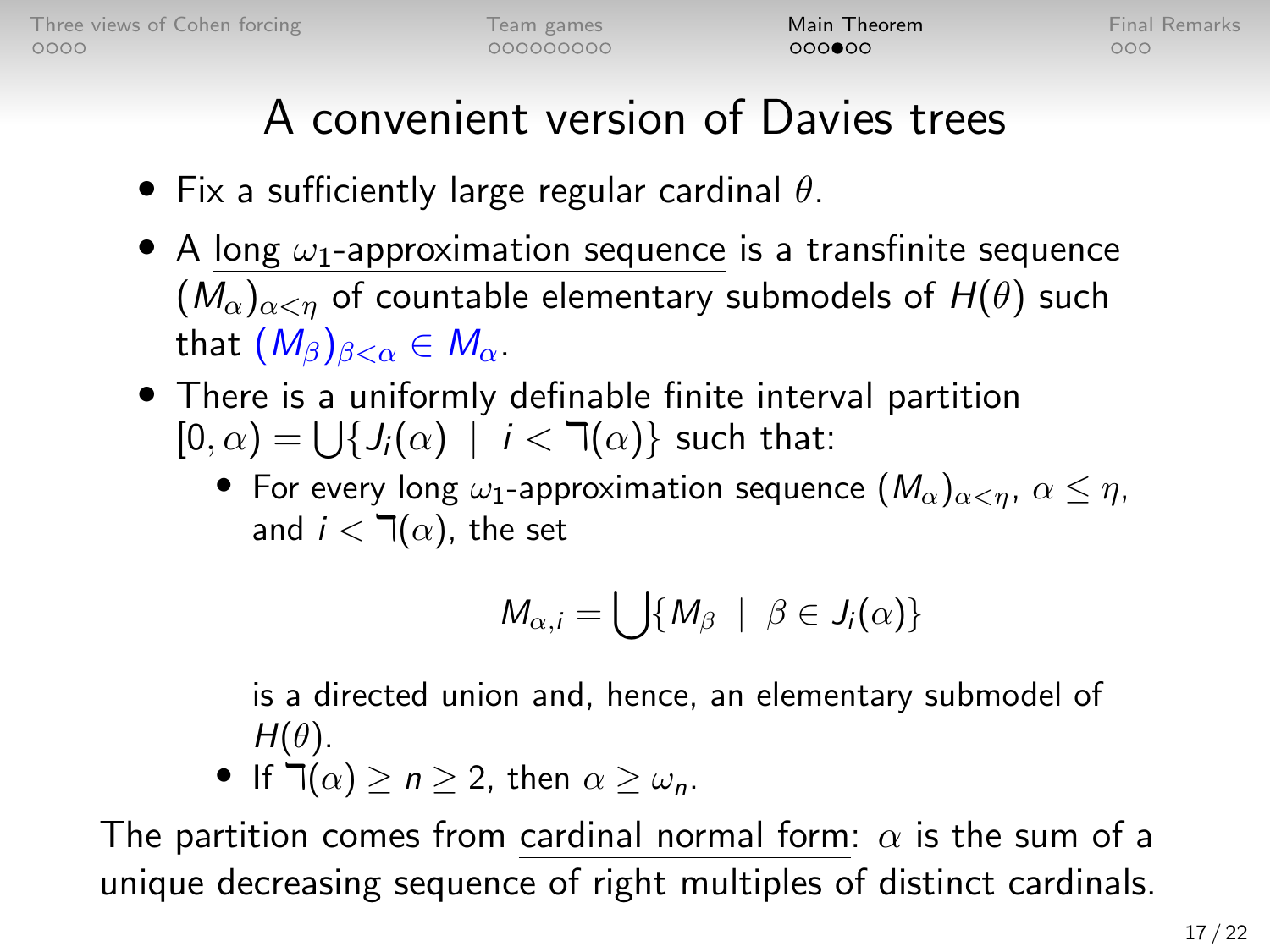# A convenient version of Davies trees

- Fix a sufficiently large regular cardinal $\theta$.
- A long $\omega_1$-approximation sequence is a transfinite sequence $(M_\alpha)_{\alpha<\eta}$ of countable elementary submodels of $H(\theta)$ such that $(M_\beta)_{\beta<\alpha} \in M_\alpha$.
- There is a uniformly definable finite interval partition $[0, \alpha) = \bigcup\{J_i(\alpha) \mid i < \daleth(\alpha)\}$ such that:
  - For every long $\omega_1$-approximation sequence $(M_\alpha)_{\alpha<\eta}$, $\alpha \leq \eta$, and $i < \daleth(\alpha)$, the set

    $$M_{\alpha,i} = \bigcup\{M_\beta \mid \beta \in J_i(\alpha)\}$$

    is a directed union and, hence, an elementary submodel of $H(\theta)$.
  - If $\daleth(\alpha) \geq n \geq 2$, then $\alpha \geq \omega_n$.

The partition comes from cardinal normal form: $\alpha$ is the sum of a unique decreasing sequence of right multiples of distinct cardinals.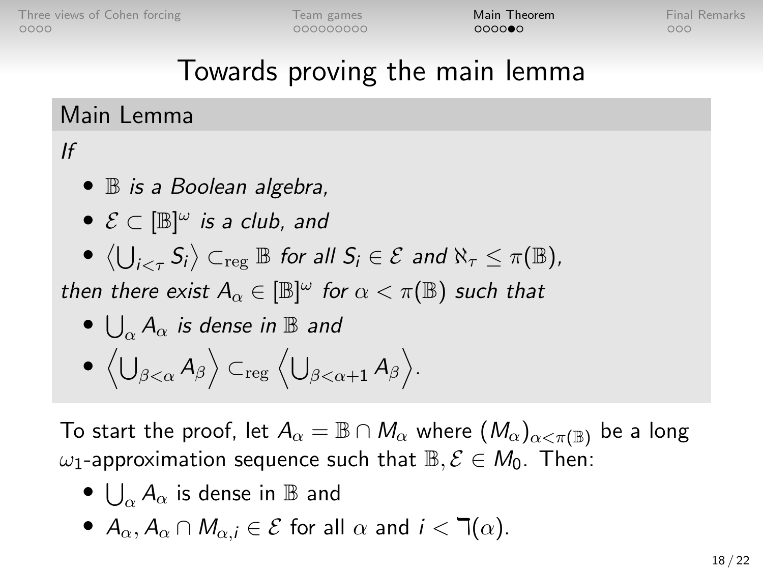# Towards proving the main lemma

**Main Lemma**

*If*

- $\mathbb{B}$ *is a Boolean algebra,*
- $\mathcal{E} \subset [\mathbb{B}]^\omega$ *is a club, and*
- $\left\langle \bigcup_{i<\tau} S_i \right\rangle \subset_{\text{reg}} \mathbb{B}$ *for all* $S_i \in \mathcal{E}$ *and* $\aleph_\tau \leq \pi(\mathbb{B})$,

*then there exist* $A_\alpha \in [\mathbb{B}]^\omega$ *for* $\alpha < \pi(\mathbb{B})$ *such that*

- $\bigcup_\alpha A_\alpha$ *is dense in* $\mathbb{B}$ *and*
- $\left\langle \bigcup_{\beta<\alpha} A_\beta \right\rangle \subset_{\text{reg}} \left\langle \bigcup_{\beta<\alpha+1} A_\beta \right\rangle$.

To start the proof, let $A_\alpha = \mathbb{B} \cap M_\alpha$ where $(M_\alpha)_{\alpha<\pi(\mathbb{B})}$ be a long $\omega_1$-approximation sequence such that $\mathbb{B}, \mathcal{E} \in M_0$. Then:

- $\bigcup_\alpha A_\alpha$ is dense in $\mathbb{B}$ and
- $A_\alpha, A_\alpha \cap M_{\alpha,i} \in \mathcal{E}$ for all $\alpha$ and $i < \daleth(\alpha)$.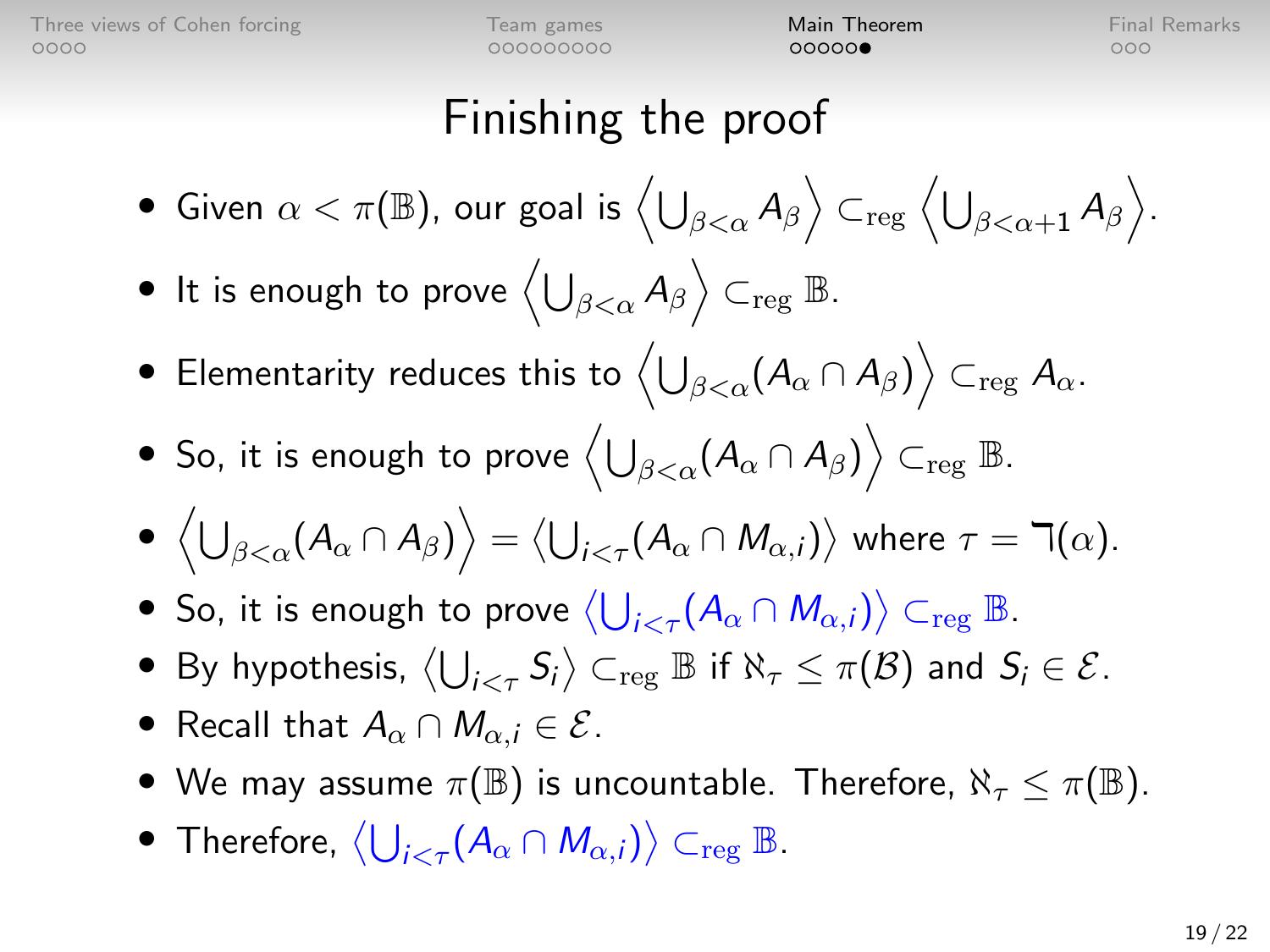# Finishing the proof

- Given $\alpha < \pi(\mathbb{B})$, our goal is $\left\langle \bigcup_{\beta<\alpha} A_\beta \right\rangle \subset_{\text{reg}} \left\langle \bigcup_{\beta<\alpha+1} A_\beta \right\rangle$.
- It is enough to prove $\left\langle \bigcup_{\beta<\alpha} A_\beta \right\rangle \subset_{\text{reg}} \mathbb{B}$.
- Elementarity reduces this to $\left\langle \bigcup_{\beta<\alpha} (A_\alpha \cap A_\beta) \right\rangle \subset_{\text{reg}} A_\alpha$.
- So, it is enough to prove $\left\langle \bigcup_{\beta<\alpha} (A_\alpha \cap A_\beta) \right\rangle \subset_{\text{reg}} \mathbb{B}$.
- $\left\langle \bigcup_{\beta<\alpha} (A_\alpha \cap A_\beta) \right\rangle = \left\langle \bigcup_{i<\tau} (A_\alpha \cap M_{\alpha,i}) \right\rangle$ where $\tau = \daleth(\alpha)$.
- So, it is enough to prove $\left\langle \bigcup_{i<\tau} (A_\alpha \cap M_{\alpha,i}) \right\rangle \subset_{\text{reg}} \mathbb{B}$.
- By hypothesis, $\left\langle \bigcup_{i<\tau} S_i \right\rangle \subset_{\text{reg}} \mathbb{B}$ if $\aleph_\tau \leq \pi(\mathcal{B})$ and $S_i \in \mathcal{E}$.
- Recall that $A_\alpha \cap M_{\alpha,i} \in \mathcal{E}$.
- We may assume $\pi(\mathbb{B})$ is uncountable. Therefore, $\aleph_\tau \leq \pi(\mathbb{B})$.
- Therefore, $\left\langle \bigcup_{i<\tau} (A_\alpha \cap M_{\alpha,i}) \right\rangle \subset_{\text{reg}} \mathbb{B}$.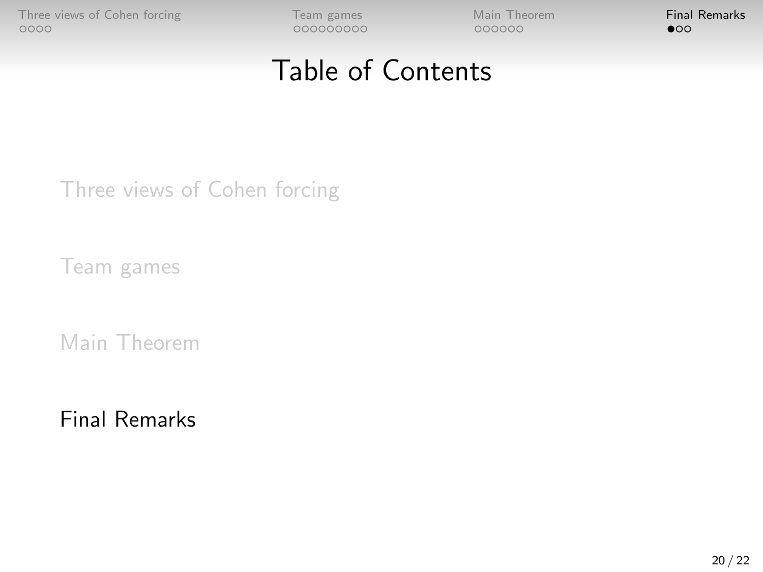# Table of Contents

Three views of Cohen forcing

Team games

Main Theorem

Final Remarks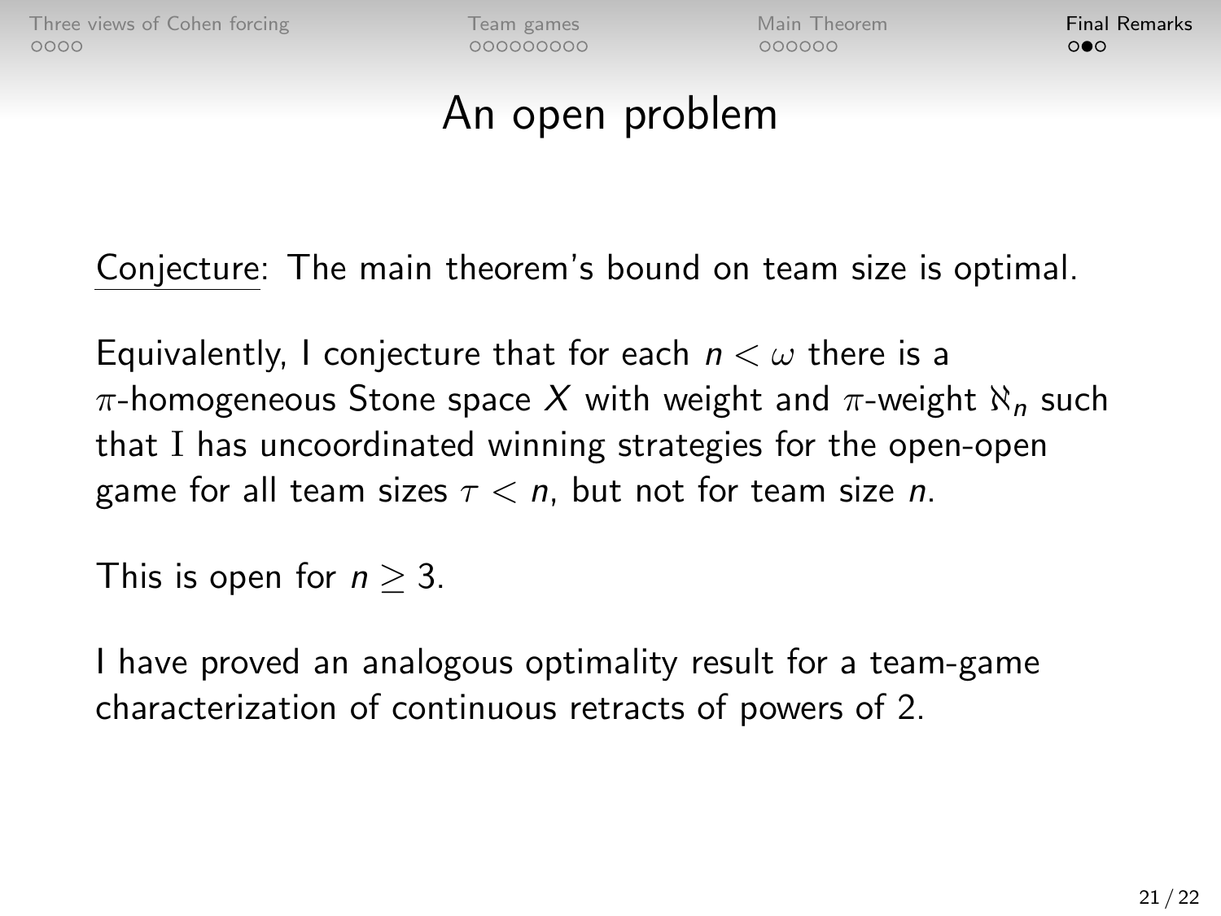# An open problem

Conjecture: The main theorem's bound on team size is optimal.

Equivalently, I conjecture that for each $n < \omega$ there is a $\pi$-homogeneous Stone space $X$ with weight and $\pi$-weight $\aleph_n$ such that $\mathrm{I}$ has uncoordinated winning strategies for the open-open game for all team sizes $\tau < n$, but not for team size $n$.

This is open for $n \geq 3$.

I have proved an analogous optimality result for a team-game characterization of continuous retracts of powers of 2.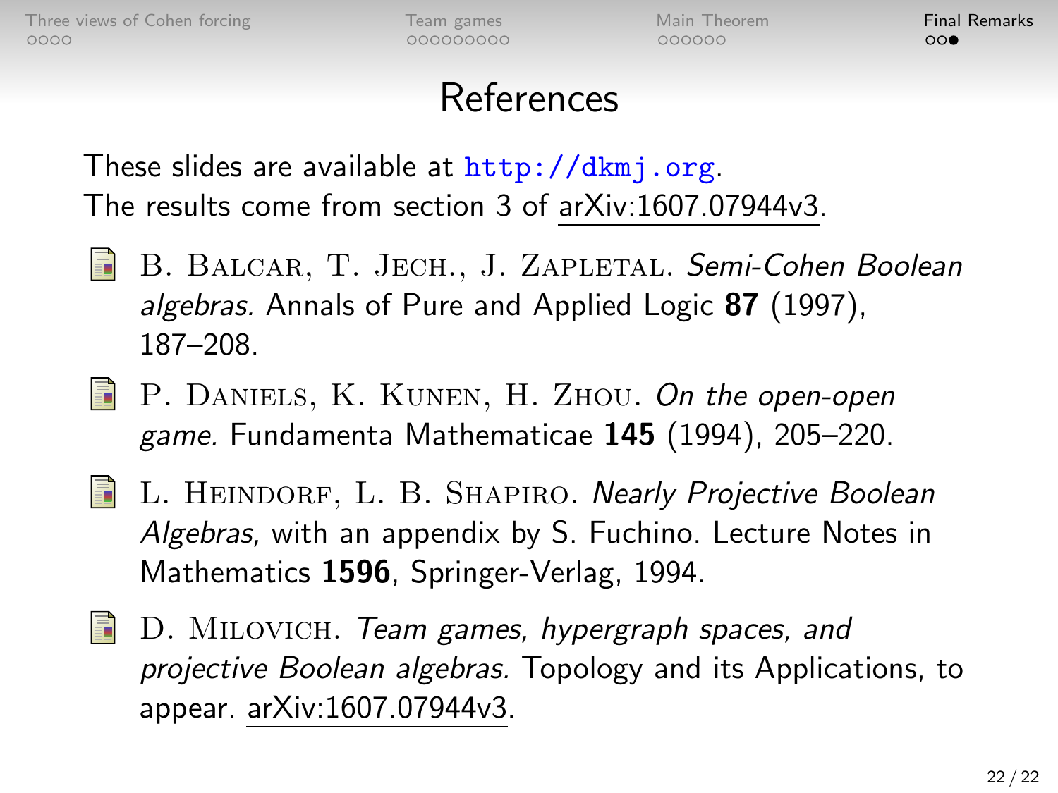# References

These slides are available at http://dkmj.org.
The results come from section 3 of arXiv:1607.07944v3.

- B. Balcar, T. Jech., J. Zapletal. *Semi-Cohen Boolean algebras.* Annals of Pure and Applied Logic **87** (1997), 187–208.
- P. Daniels, K. Kunen, H. Zhou. *On the open-open game.* Fundamenta Mathematicae **145** (1994), 205–220.
- L. Heindorf, L. B. Shapiro. *Nearly Projective Boolean Algebras,* with an appendix by S. Fuchino. Lecture Notes in Mathematics **1596**, Springer-Verlag, 1994.
- D. Milovich. *Team games, hypergraph spaces, and projective Boolean algebras.* Topology and its Applications, to appear. arXiv:1607.07944v3.